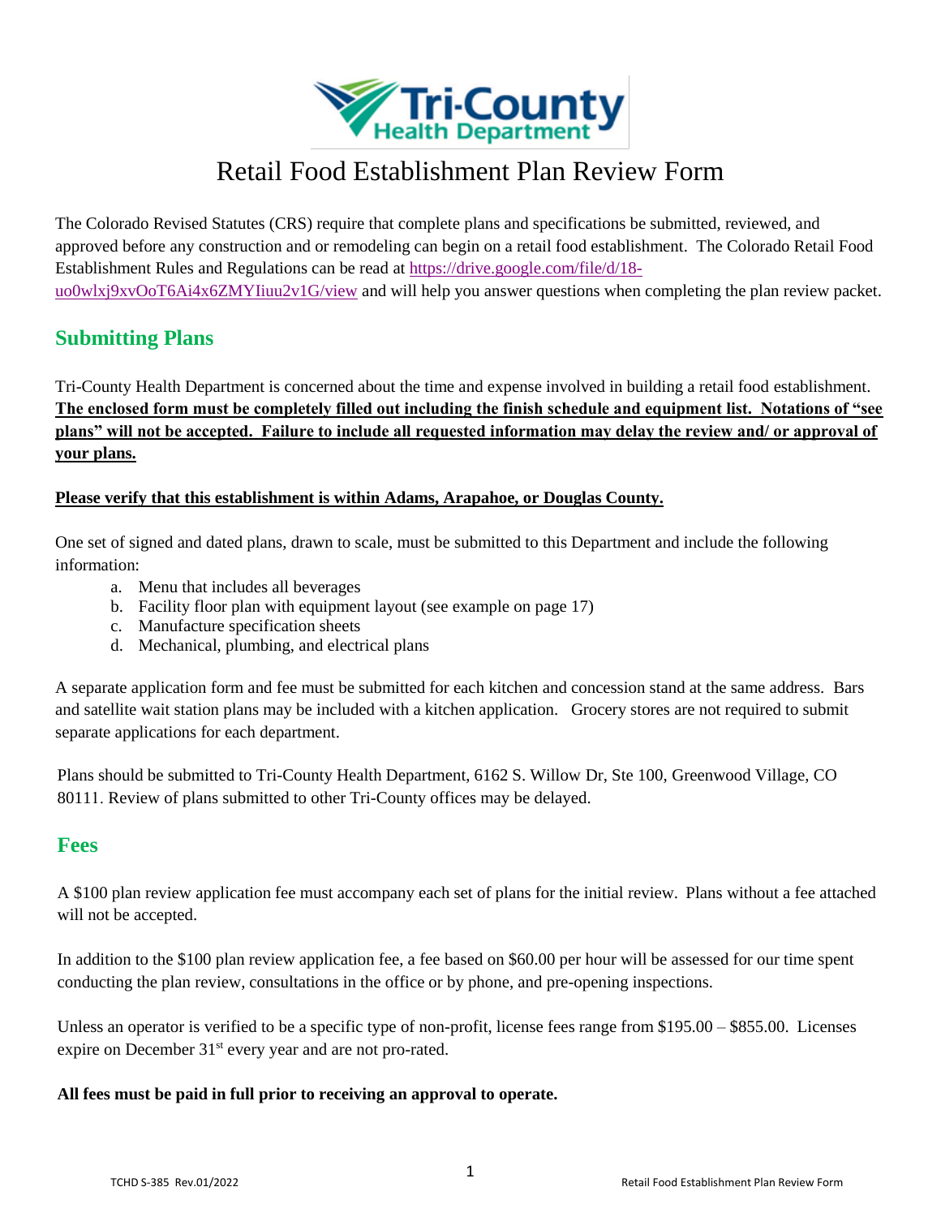# Retail Food Establishment Plan Review Form

The Colorado Revised Statutes (CRS) require that complete plans and specifications be submitted, reviewed, and approved before any construction and or remodeling can begin on a retail food establishment. The Colorado Retail Food Establishment Rules and Regulations can be read at [https://drive.google.com/file/d/18-uo0wlxj9xvOoT6Ai4x6ZMYIiuu2v1G/view](https://drive.google.com/file/d/18-uo0wlxj9xvOoT6Ai4x6ZMYIiuu2v1G/view) and will help you answer questions when completing the plan review packet.

## Submitting Plans

Tri-County Health Department is concerned about the time and expense involved in building a retail food establishment. **The enclosed form must be completely filled out including the finish schedule and equipment list. Notations of "see plans" will not be accepted. Failure to include all requested information may delay the review and/ or approval of your plans.**

**Please verify that this establishment is within Adams, Arapahoe, or Douglas County.**

One set of signed and dated plans, drawn to scale, must be submitted to this Department and include the following information:

a. Menu that includes all beverages
b. Facility floor plan with equipment layout (see example on page 17)
c. Manufacture specification sheets
d. Mechanical, plumbing, and electrical plans

A separate application form and fee must be submitted for each kitchen and concession stand at the same address. Bars and satellite wait station plans may be included with a kitchen application. Grocery stores are not required to submit separate applications for each department.

Plans should be submitted to Tri-County Health Department, 6162 S. Willow Dr, Ste 100, Greenwood Village, CO 80111. Review of plans submitted to other Tri-County offices may be delayed.

## Fees

A $100 plan review application fee must accompany each set of plans for the initial review. Plans without a fee attached will not be accepted.

In addition to the $100 plan review application fee, a fee based on $60.00 per hour will be assessed for our time spent conducting the plan review, consultations in the office or by phone, and pre-opening inspections.

Unless an operator is verified to be a specific type of non-profit, license fees range from $195.00 – $855.00. Licenses expire on December 31st every year and are not pro-rated.

**All fees must be paid in full prior to receiving an approval to operate.**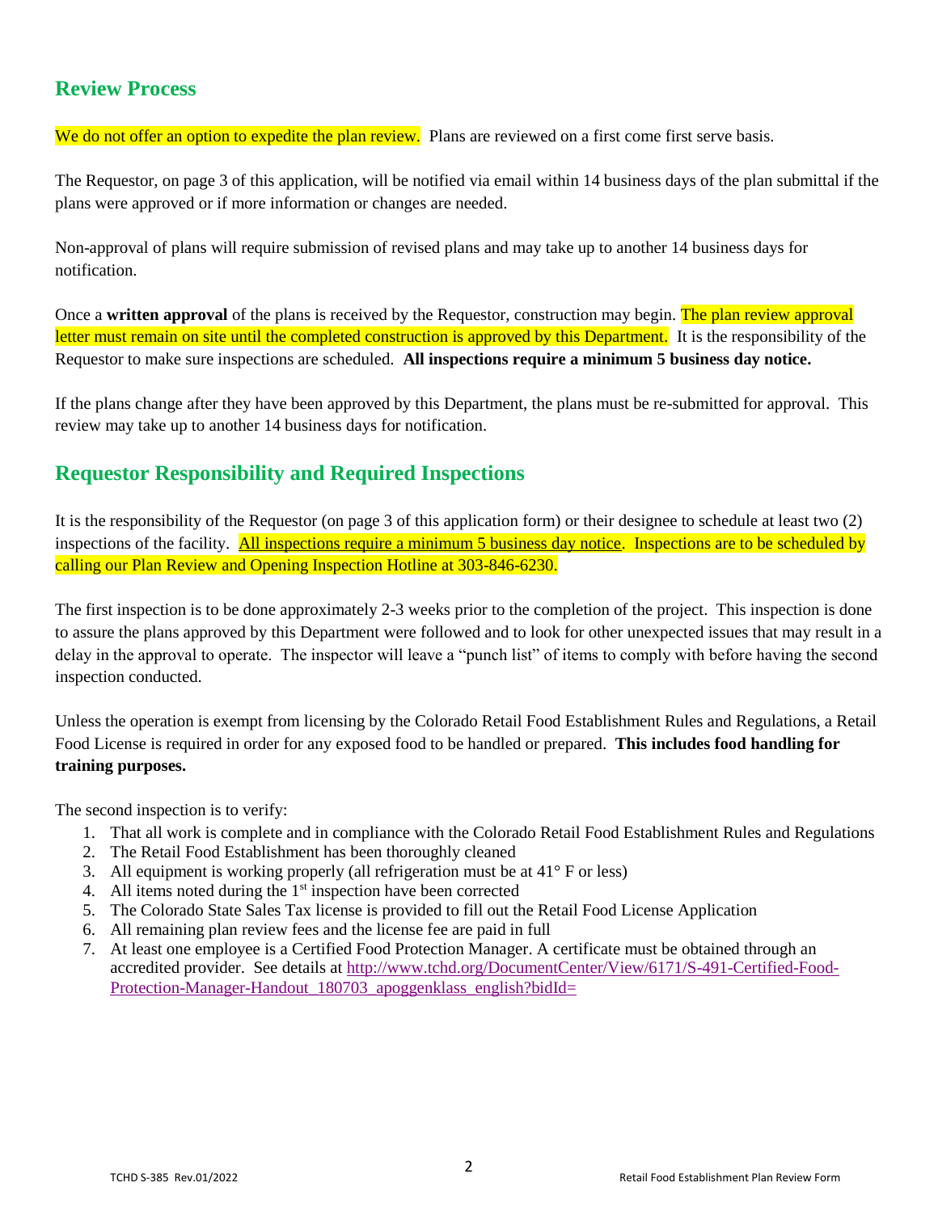## Review Process

We do not offer an option to expedite the plan review. Plans are reviewed on a first come first serve basis.

The Requestor, on page 3 of this application, will be notified via email within 14 business days of the plan submittal if the plans were approved or if more information or changes are needed.

Non-approval of plans will require submission of revised plans and may take up to another 14 business days for notification.

Once a **written approval** of the plans is received by the Requestor, construction may begin. The plan review approval letter must remain on site until the completed construction is approved by this Department. It is the responsibility of the Requestor to make sure inspections are scheduled. **All inspections require a minimum 5 business day notice.**

If the plans change after they have been approved by this Department, the plans must be re-submitted for approval. This review may take up to another 14 business days for notification.

## Requestor Responsibility and Required Inspections

It is the responsibility of the Requestor (on page 3 of this application form) or their designee to schedule at least two (2) inspections of the facility. All inspections require a minimum 5 business day notice. Inspections are to be scheduled by calling our Plan Review and Opening Inspection Hotline at 303-846-6230.

The first inspection is to be done approximately 2-3 weeks prior to the completion of the project. This inspection is done to assure the plans approved by this Department were followed and to look for other unexpected issues that may result in a delay in the approval to operate. The inspector will leave a "punch list" of items to comply with before having the second inspection conducted.

Unless the operation is exempt from licensing by the Colorado Retail Food Establishment Rules and Regulations, a Retail Food License is required in order for any exposed food to be handled or prepared. **This includes food handling for training purposes.**

The second inspection is to verify:

1. That all work is complete and in compliance with the Colorado Retail Food Establishment Rules and Regulations
2. The Retail Food Establishment has been thoroughly cleaned
3. All equipment is working properly (all refrigeration must be at 41° F or less)
4. All items noted during the 1st inspection have been corrected
5. The Colorado State Sales Tax license is provided to fill out the Retail Food License Application
6. All remaining plan review fees and the license fee are paid in full
7. At least one employee is a Certified Food Protection Manager. A certificate must be obtained through an accredited provider. See details at http://www.tchd.org/DocumentCenter/View/6171/S-491-Certified-Food-Protection-Manager-Handout_180703_apoggenklass_english?bidId=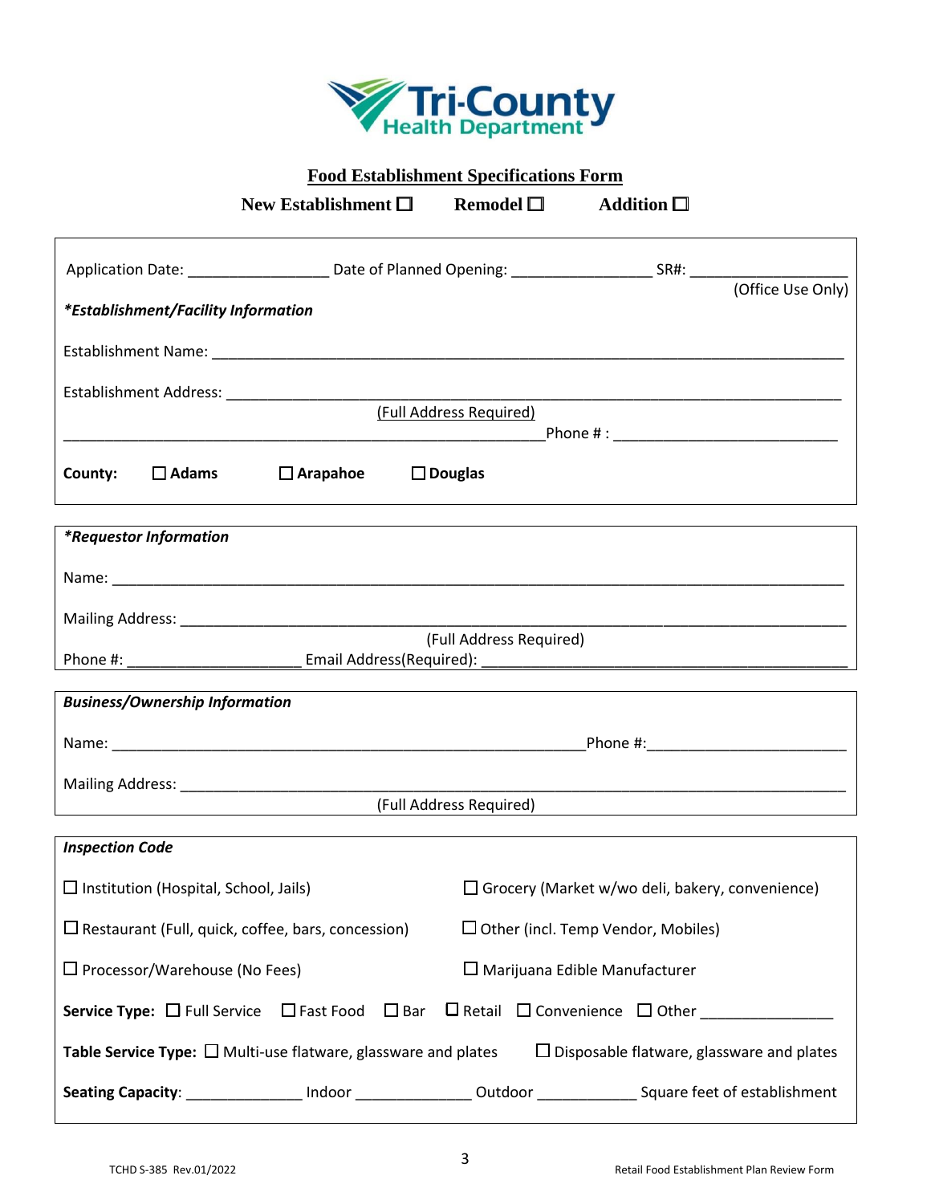Tri-County Health Department

# Food Establishment Specifications Form

**New Establishment ☐** **Remodel ☐** **Addition ☐**

Application Date: ________________ Date of Planned Opening: ________________ SR#: __________________ (Office Use Only)

***Establishment/Facility Information**

Establishment Name: ______________________________________________________________________

Establishment Address: ____________________________________________________________________
(Full Address Required)
_______________________________________________________ Phone # : __________________________

**County:** ☐ **Adams** ☐ **Arapahoe** ☐ **Douglas**

***Requestor Information**

Name: ___________________________________________________________________________________

Mailing Address: __________________________________________________________________________
(Full Address Required)
Phone #: _____________________ Email Address(Required): ____________________________________________

***Business/Ownership Information***

Name: _______________________________________________________ Phone #: ________________________

Mailing Address: __________________________________________________________________________
(Full Address Required)

***Inspection Code***

☐ Institution (Hospital, School, Jails) ☐ Grocery (Market w/wo deli, bakery, convenience)

☐ Restaurant (Full, quick, coffee, bars, concession) ☐ Other (incl. Temp Vendor, Mobiles)

☐ Processor/Warehouse (No Fees) ☐ Marijuana Edible Manufacturer

**Service Type:** ☐ Full Service ☐ Fast Food ☐ Bar ☐ Retail ☐ Convenience ☐ Other _______________

**Table Service Type:** ☐ Multi-use flatware, glassware and plates ☐ Disposable flatware, glassware and plates

**Seating Capacity**: ______________ Indoor ______________ Outdoor ____________ Square feet of establishment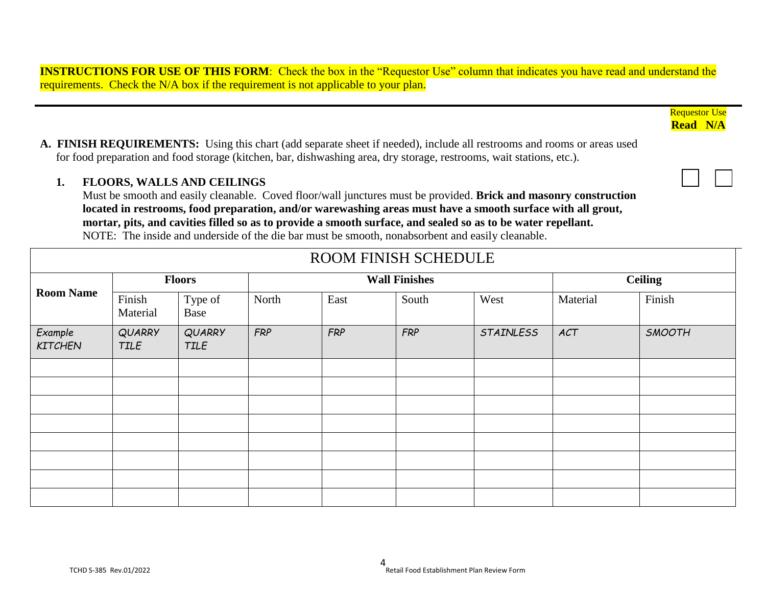**INSTRUCTIONS FOR USE OF THIS FORM**: Check the box in the "Requestor Use" column that indicates you have read and understand the requirements. Check the N/A box if the requirement is not applicable to your plan.

Requestor Use
**Read N/A**

**A. FINISH REQUIREMENTS:** Using this chart (add separate sheet if needed), include all restrooms and rooms or areas used for food preparation and food storage (kitchen, bar, dishwashing area, dry storage, restrooms, wait stations, etc.).

**1. FLOORS, WALLS AND CEILINGS** ☐ ☐

Must be smooth and easily cleanable. Coved floor/wall junctures must be provided. **Brick and masonry construction located in restrooms, food preparation, and/or warewashing areas must have a smooth surface with all grout, mortar, pits, and cavities filled so as to provide a smooth surface, and sealed so as to be water repellant.**

NOTE: The inside and underside of the die bar must be smooth, nonabsorbent and easily cleanable.

**ROOM FINISH SCHEDULE**

| Room Name | Floors | | Wall Finishes | | | | Ceiling | |
|---|---|---|---|---|---|---|---|---|
| | Finish Material | Type of Base | North | East | South | West | Material | Finish |
| *Example KITCHEN* | *QUARRY TILE* | *QUARRY TILE* | *FRP* | *FRP* | *FRP* | *STAINLESS* | *ACT* | *SMOOTH* |
| | | | | | | | | |
| | | | | | | | | |
| | | | | | | | | |
| | | | | | | | | |
| | | | | | | | | |
| | | | | | | | | |
| | | | | | | | | |
| | | | | | | | | |

TCHD S-385 Rev.01/2022 Retail Food Establishment Plan Review Form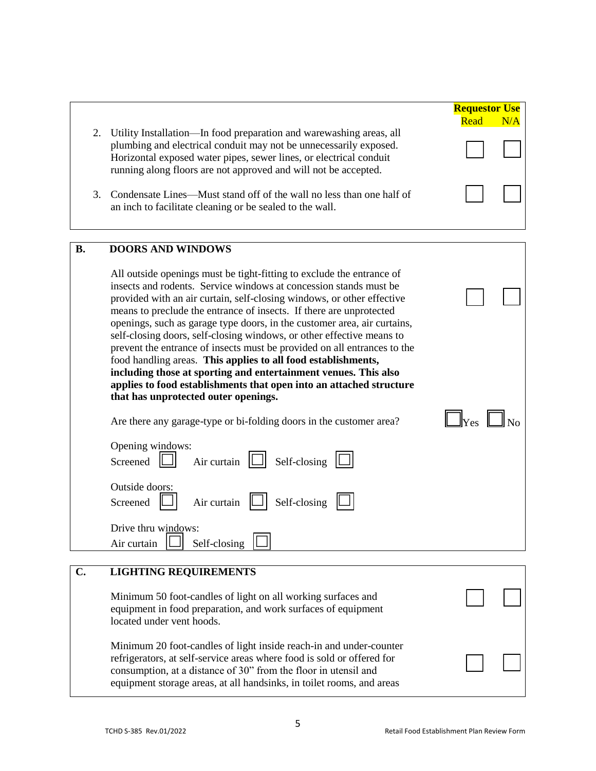| | Requestor Use Read | N/A |
|---|---|---|
| 2. Utility Installation—In food preparation and warewashing areas, all plumbing and electrical conduit may not be unnecessarily exposed. Horizontal exposed water pipes, sewer lines, or electrical conduit running along floors are not approved and will not be accepted. | ☐ | ☐ |
| 3. Condensate Lines—Must stand off of the wall no less than one half of an inch to facilitate cleaning or be sealed to the wall. | ☐ | ☐ |

## B. DOORS AND WINDOWS

| | Read | N/A |
|---|---|---|
| All outside openings must be tight-fitting to exclude the entrance of insects and rodents. Service windows at concession stands must be provided with an air curtain, self-closing windows, or other effective means to preclude the entrance of insects. If there are unprotected openings, such as garage type doors, in the customer area, air curtains, self-closing doors, self-closing windows, or other effective means to prevent the entrance of insects must be provided on all entrances to the food handling areas. **This applies to all food establishments, including those at sporting and entertainment venues. This also applies to food establishments that open into an attached structure that has unprotected outer openings.** | ☐ | ☐ |

Are there any garage-type or bi-folding doors in the customer area? ☐ Yes ☐ No

Opening windows:
Screened ☐ Air curtain ☐ Self-closing ☐

Outside doors:
Screened ☐ Air curtain ☐ Self-closing ☐

Drive thru windows:
Air curtain ☐ Self-closing ☐

## C. LIGHTING REQUIREMENTS

| | Read | N/A |
|---|---|---|
| Minimum 50 foot-candles of light on all working surfaces and equipment in food preparation, and work surfaces of equipment located under vent hoods. | ☐ | ☐ |
| Minimum 20 foot-candles of light inside reach-in and under-counter refrigerators, at self-service areas where food is sold or offered for consumption, at a distance of 30" from the floor in utensil and equipment storage areas, at all handsinks, in toilet rooms, and areas | ☐ | ☐ |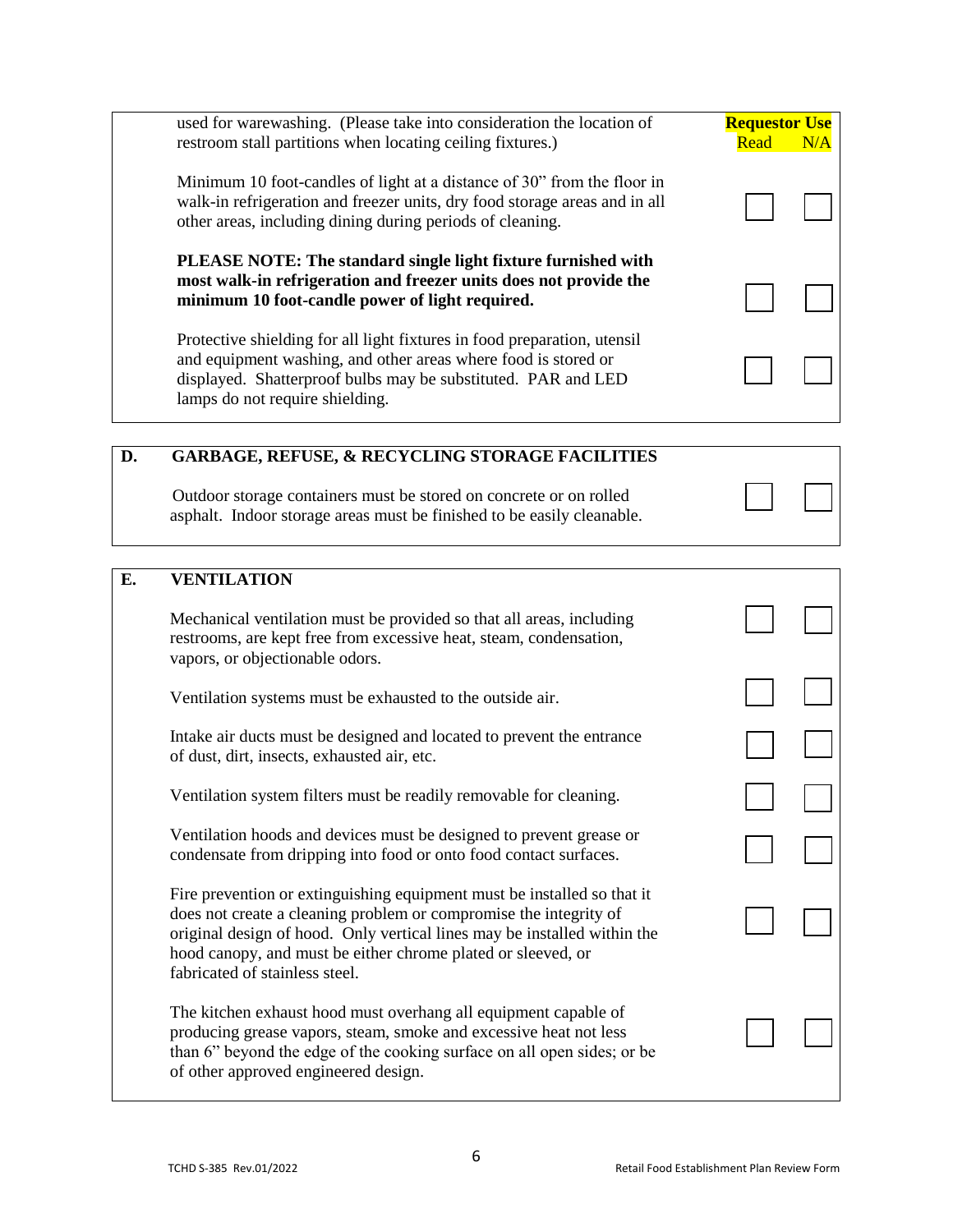| | | Requestor Use Read | N/A |
|---|---|---|---|
| | used for warewashing. (Please take into consideration the location of restroom stall partitions when locating ceiling fixtures.) | | |
| | Minimum 10 foot-candles of light at a distance of 30" from the floor in walk-in refrigeration and freezer units, dry food storage areas and in all other areas, including dining during periods of cleaning. | ☐ | ☐ |
| | **PLEASE NOTE: The standard single light fixture furnished with most walk-in refrigeration and freezer units does not provide the minimum 10 foot-candle power of light required.** | ☐ | ☐ |
| | Protective shielding for all light fixtures in food preparation, utensil and equipment washing, and other areas where food is stored or displayed. Shatterproof bulbs may be substituted. PAR and LED lamps do not require shielding. | ☐ | ☐ |

| **D.** | **GARBAGE, REFUSE, & RECYCLING STORAGE FACILITIES** | | |
|---|---|---|---|
| | Outdoor storage containers must be stored on concrete or on rolled asphalt. Indoor storage areas must be finished to be easily cleanable. | ☐ | ☐ |

| **E.** | **VENTILATION** | | |
|---|---|---|---|
| | Mechanical ventilation must be provided so that all areas, including restrooms, are kept free from excessive heat, steam, condensation, vapors, or objectionable odors. | ☐ | ☐ |
| | Ventilation systems must be exhausted to the outside air. | ☐ | ☐ |
| | Intake air ducts must be designed and located to prevent the entrance of dust, dirt, insects, exhausted air, etc. | ☐ | ☐ |
| | Ventilation system filters must be readily removable for cleaning. | ☐ | ☐ |
| | Ventilation hoods and devices must be designed to prevent grease or condensate from dripping into food or onto food contact surfaces. | ☐ | ☐ |
| | Fire prevention or extinguishing equipment must be installed so that it does not create a cleaning problem or compromise the integrity of original design of hood. Only vertical lines may be installed within the hood canopy, and must be either chrome plated or sleeved, or fabricated of stainless steel. | ☐ | ☐ |
| | The kitchen exhaust hood must overhang all equipment capable of producing grease vapors, steam, smoke and excessive heat not less than 6" beyond the edge of the cooking surface on all open sides; or be of other approved engineered design. | ☐ | ☐ |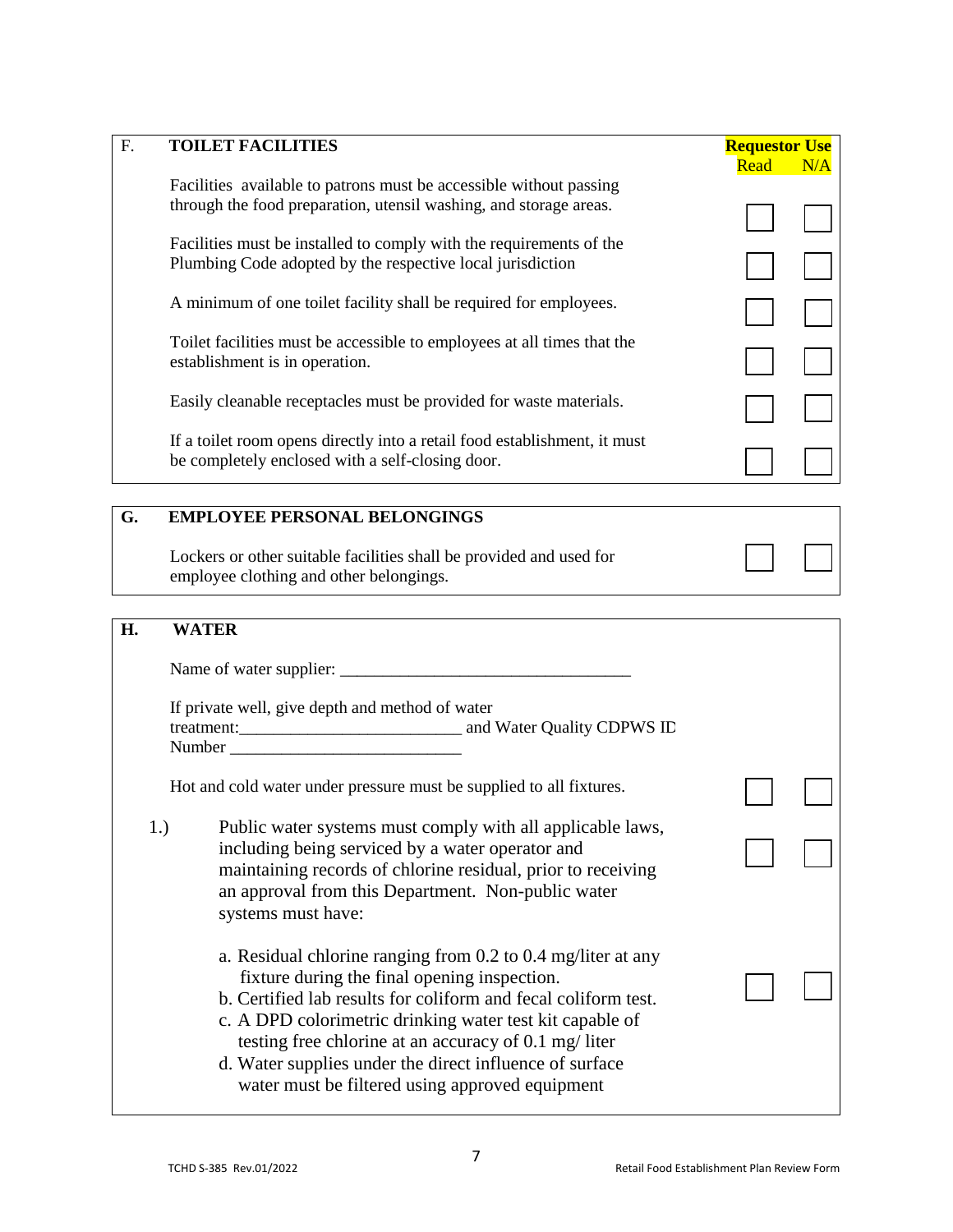| F. | TOILET FACILITIES | Requestor Use Read | N/A |
|---|---|---|---|
| | Facilities available to patrons must be accessible without passing through the food preparation, utensil washing, and storage areas. | ☐ | ☐ |
| | Facilities must be installed to comply with the requirements of the Plumbing Code adopted by the respective local jurisdiction | ☐ | ☐ |
| | A minimum of one toilet facility shall be required for employees. | ☐ | ☐ |
| | Toilet facilities must be accessible to employees at all times that the establishment is in operation. | ☐ | ☐ |
| | Easily cleanable receptacles must be provided for waste materials. | ☐ | ☐ |
| | If a toilet room opens directly into a retail food establishment, it must be completely enclosed with a self-closing door. | ☐ | ☐ |

| G. | EMPLOYEE PERSONAL BELONGINGS | | |
|---|---|---|---|
| | Lockers or other suitable facilities shall be provided and used for employee clothing and other belongings. | ☐ | ☐ |

| H. | WATER | | |
|---|---|---|---|
| | Name of water supplier: ___________________________________ | | |
| | If private well, give depth and method of water treatment:__________________________ and Water Quality CDPWS ID Number ___________________________ | | |
| | Hot and cold water under pressure must be supplied to all fixtures. | ☐ | ☐ |
| 1.) | Public water systems must comply with all applicable laws, including being serviced by a water operator and maintaining records of chlorine residual, prior to receiving an approval from this Department. Non-public water systems must have: | ☐ | ☐ |
| | a. Residual chlorine ranging from 0.2 to 0.4 mg/liter at any fixture during the final opening inspection.<br>b. Certified lab results for coliform and fecal coliform test.<br>c. A DPD colorimetric drinking water test kit capable of testing free chlorine at an accuracy of 0.1 mg/ liter<br>d. Water supplies under the direct influence of surface water must be filtered using approved equipment | ☐ | ☐ |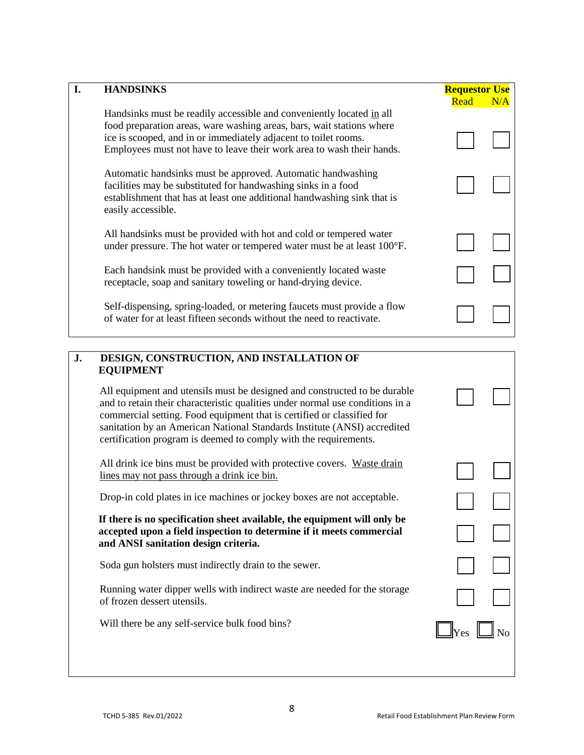| I. | HANDSINKS | Requestor Use Read | N/A |
|---|---|---|---|
| | Handsinks must be readily accessible and conveniently located in all food preparation areas, ware washing areas, bars, wait stations where ice is scooped, and in or immediately adjacent to toilet rooms. Employees must not have to leave their work area to wash their hands. | ☐ | ☐ |
| | Automatic handsinks must be approved. Automatic handwashing facilities may be substituted for handwashing sinks in a food establishment that has at least one additional handwashing sink that is easily accessible. | ☐ | ☐ |
| | All handsinks must be provided with hot and cold or tempered water under pressure. The hot water or tempered water must be at least 100°F. | ☐ | ☐ |
| | Each handsink must be provided with a conveniently located waste receptacle, soap and sanitary toweling or hand-drying device. | ☐ | ☐ |
| | Self-dispensing, spring-loaded, or metering faucets must provide a flow of water for at least fifteen seconds without the need to reactivate. | ☐ | ☐ |

| J. | DESIGN, CONSTRUCTION, AND INSTALLATION OF EQUIPMENT | | |
|---|---|---|---|
| | All equipment and utensils must be designed and constructed to be durable and to retain their characteristic qualities under normal use conditions in a commercial setting. Food equipment that is certified or classified for sanitation by an American National Standards Institute (ANSI) accredited certification program is deemed to comply with the requirements. | ☐ | ☐ |
| | All drink ice bins must be provided with protective covers. Waste drain lines may not pass through a drink ice bin. | ☐ | ☐ |
| | Drop-in cold plates in ice machines or jockey boxes are not acceptable. | ☐ | ☐ |
| | **If there is no specification sheet available, the equipment will only be accepted upon a field inspection to determine if it meets commercial and ANSI sanitation design criteria.** | ☐ | ☐ |
| | Soda gun holsters must indirectly drain to the sewer. | ☐ | ☐ |
| | Running water dipper wells with indirect waste are needed for the storage of frozen dessert utensils. | ☐ | ☐ |
| | Will there be any self-service bulk food bins? | ☐ Yes | ☐ No |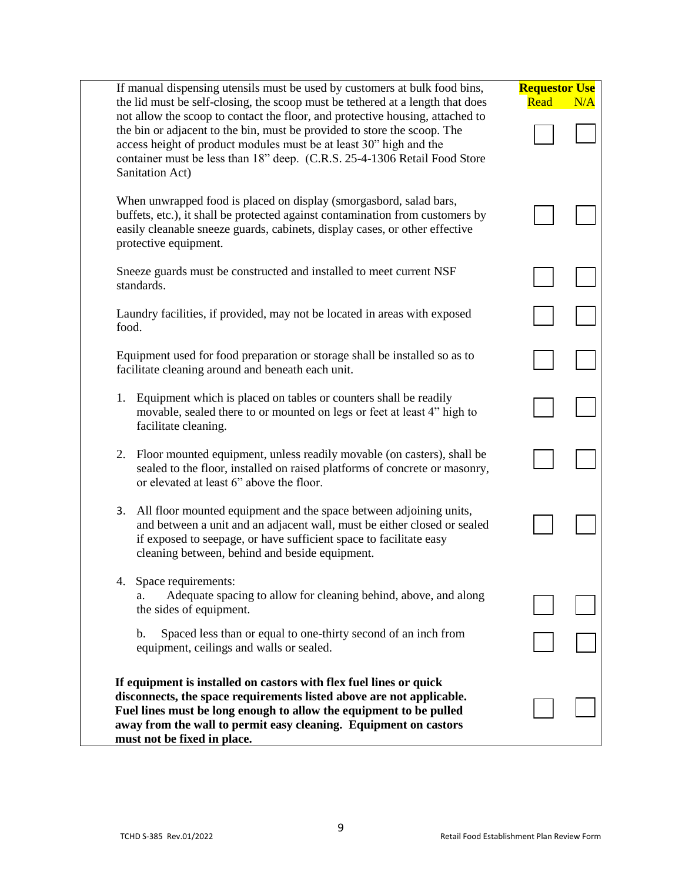| | Requestor Use Read | N/A |
|---|---|---|
| If manual dispensing utensils must be used by customers at bulk food bins, the lid must be self-closing, the scoop must be tethered at a length that does not allow the scoop to contact the floor, and protective housing, attached to the bin or adjacent to the bin, must be provided to store the scoop. The access height of product modules must be at least 30" high and the container must be less than 18" deep. (C.R.S. 25-4-1306 Retail Food Store Sanitation Act) | ☐ | ☐ |
| When unwrapped food is placed on display (smorgasbord, salad bars, buffets, etc.), it shall be protected against contamination from customers by easily cleanable sneeze guards, cabinets, display cases, or other effective protective equipment. | ☐ | ☐ |
| Sneeze guards must be constructed and installed to meet current NSF standards. | ☐ | ☐ |
| Laundry facilities, if provided, may not be located in areas with exposed food. | ☐ | ☐ |
| Equipment used for food preparation or storage shall be installed so as to facilitate cleaning around and beneath each unit. | ☐ | ☐ |
| 1. Equipment which is placed on tables or counters shall be readily movable, sealed there to or mounted on legs or feet at least 4" high to facilitate cleaning. | ☐ | ☐ |
| 2. Floor mounted equipment, unless readily movable (on casters), shall be sealed to the floor, installed on raised platforms of concrete or masonry, or elevated at least 6" above the floor. | ☐ | ☐ |
| 3. All floor mounted equipment and the space between adjoining units, and between a unit and an adjacent wall, must be either closed or sealed if exposed to seepage, or have sufficient space to facilitate easy cleaning between, behind and beside equipment. | ☐ | ☐ |
| 4. Space requirements: | | |
| a. Adequate spacing to allow for cleaning behind, above, and along the sides of equipment. | ☐ | ☐ |
| b. Spaced less than or equal to one-thirty second of an inch from equipment, ceilings and walls or sealed. | ☐ | ☐ |
| **If equipment is installed on castors with flex fuel lines or quick disconnects, the space requirements listed above are not applicable. Fuel lines must be long enough to allow the equipment to be pulled away from the wall to permit easy cleaning. Equipment on castors must not be fixed in place.** | ☐ | ☐ |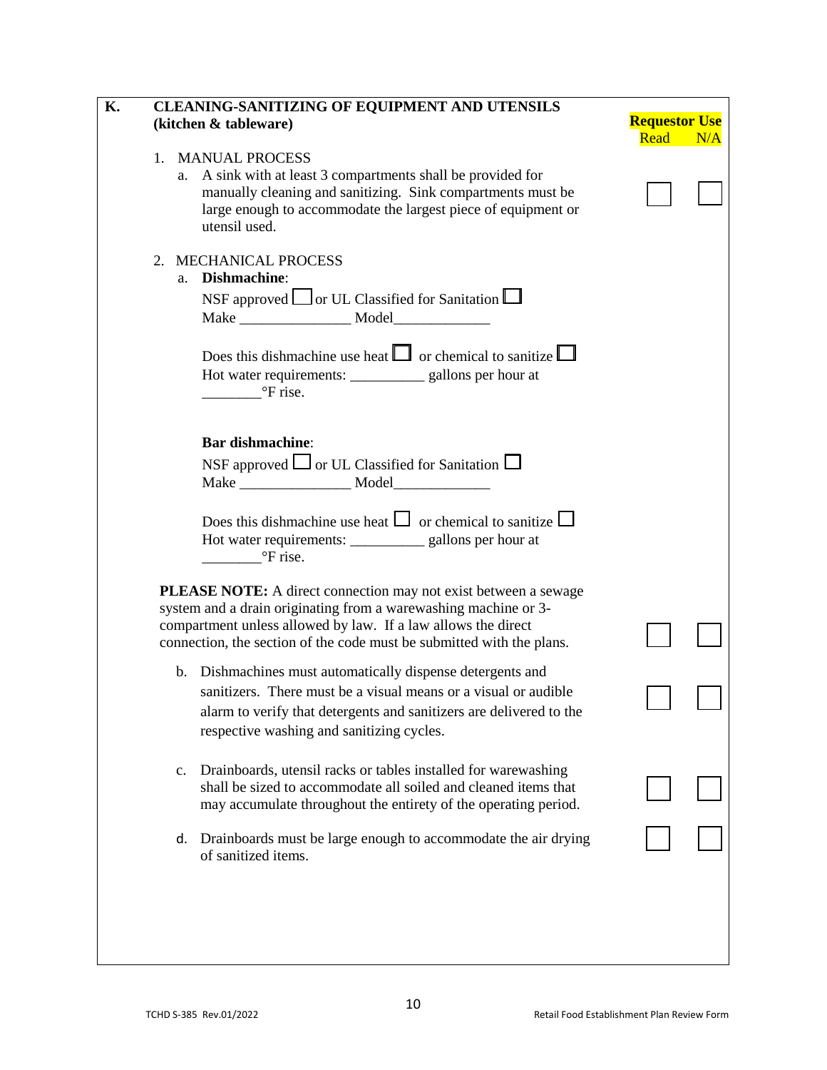## K. CLEANING-SANITIZING OF EQUIPMENT AND UTENSILS (kitchen & tableware)

**Requestor Use**
Read N/A

1. MANUAL PROCESS
   a. A sink with at least 3 compartments shall be provided for manually cleaning and sanitizing. Sink compartments must be large enough to accommodate the largest piece of equipment or utensil used. ☐ ☐

2. MECHANICAL PROCESS
   a. **Dishmachine**:

      NSF approved ☐ or UL Classified for Sanitation ☐
      Make _______________ Model_____________

      Does this dishmachine use heat ☐ or chemical to sanitize ☐
      Hot water requirements: __________ gallons per hour at ________°F rise.

      **Bar dishmachine**:

      NSF approved ☐ or UL Classified for Sanitation ☐
      Make _______________ Model_____________

      Does this dishmachine use heat ☐ or chemical to sanitize ☐
      Hot water requirements: __________ gallons per hour at ________°F rise.

   **PLEASE NOTE:** A direct connection may not exist between a sewage system and a drain originating from a warewashing machine or 3-compartment unless allowed by law. If a law allows the direct connection, the section of the code must be submitted with the plans. ☐ ☐

   b. Dishmachines must automatically dispense detergents and sanitizers. There must be a visual means or a visual or audible alarm to verify that detergents and sanitizers are delivered to the respective washing and sanitizing cycles. ☐ ☐

   c. Drainboards, utensil racks or tables installed for warewashing shall be sized to accommodate all soiled and cleaned items that may accumulate throughout the entirety of the operating period. ☐ ☐

   d. Drainboards must be large enough to accommodate the air drying of sanitized items. ☐ ☐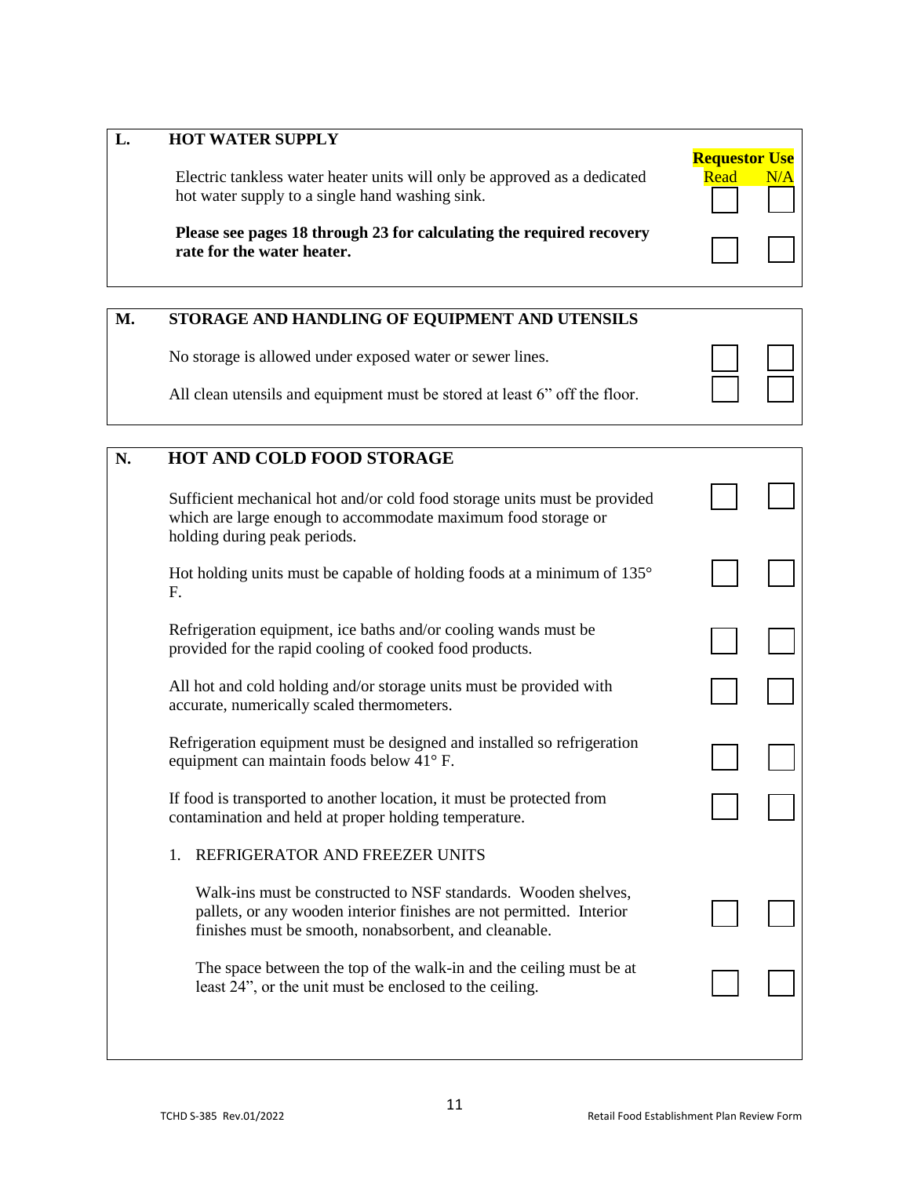## L. HOT WATER SUPPLY

| | Requestor Use Read | N/A |
|---|---|---|
| Electric tankless water heater units will only be approved as a dedicated hot water supply to a single hand washing sink. | ☐ | ☐ |
| **Please see pages 18 through 23 for calculating the required recovery rate for the water heater.** | ☐ | ☐ |

## M. STORAGE AND HANDLING OF EQUIPMENT AND UTENSILS

| | Read | N/A |
|---|---|---|
| No storage is allowed under exposed water or sewer lines. | ☐ | ☐ |
| All clean utensils and equipment must be stored at least 6" off the floor. | ☐ | ☐ |

## N. HOT AND COLD FOOD STORAGE

| | Read | N/A |
|---|---|---|
| Sufficient mechanical hot and/or cold food storage units must be provided which are large enough to accommodate maximum food storage or holding during peak periods. | ☐ | ☐ |
| Hot holding units must be capable of holding foods at a minimum of 135° F. | ☐ | ☐ |
| Refrigeration equipment, ice baths and/or cooling wands must be provided for the rapid cooling of cooked food products. | ☐ | ☐ |
| All hot and cold holding and/or storage units must be provided with accurate, numerically scaled thermometers. | ☐ | ☐ |
| Refrigeration equipment must be designed and installed so refrigeration equipment can maintain foods below 41° F. | ☐ | ☐ |
| If food is transported to another location, it must be protected from contamination and held at proper holding temperature. | ☐ | ☐ |

1. REFRIGERATOR AND FREEZER UNITS

| | Read | N/A |
|---|---|---|
| Walk-ins must be constructed to NSF standards. Wooden shelves, pallets, or any wooden interior finishes are not permitted. Interior finishes must be smooth, nonabsorbent, and cleanable. | ☐ | ☐ |
| The space between the top of the walk-in and the ceiling must be at least 24", or the unit must be enclosed to the ceiling. | ☐ | ☐ |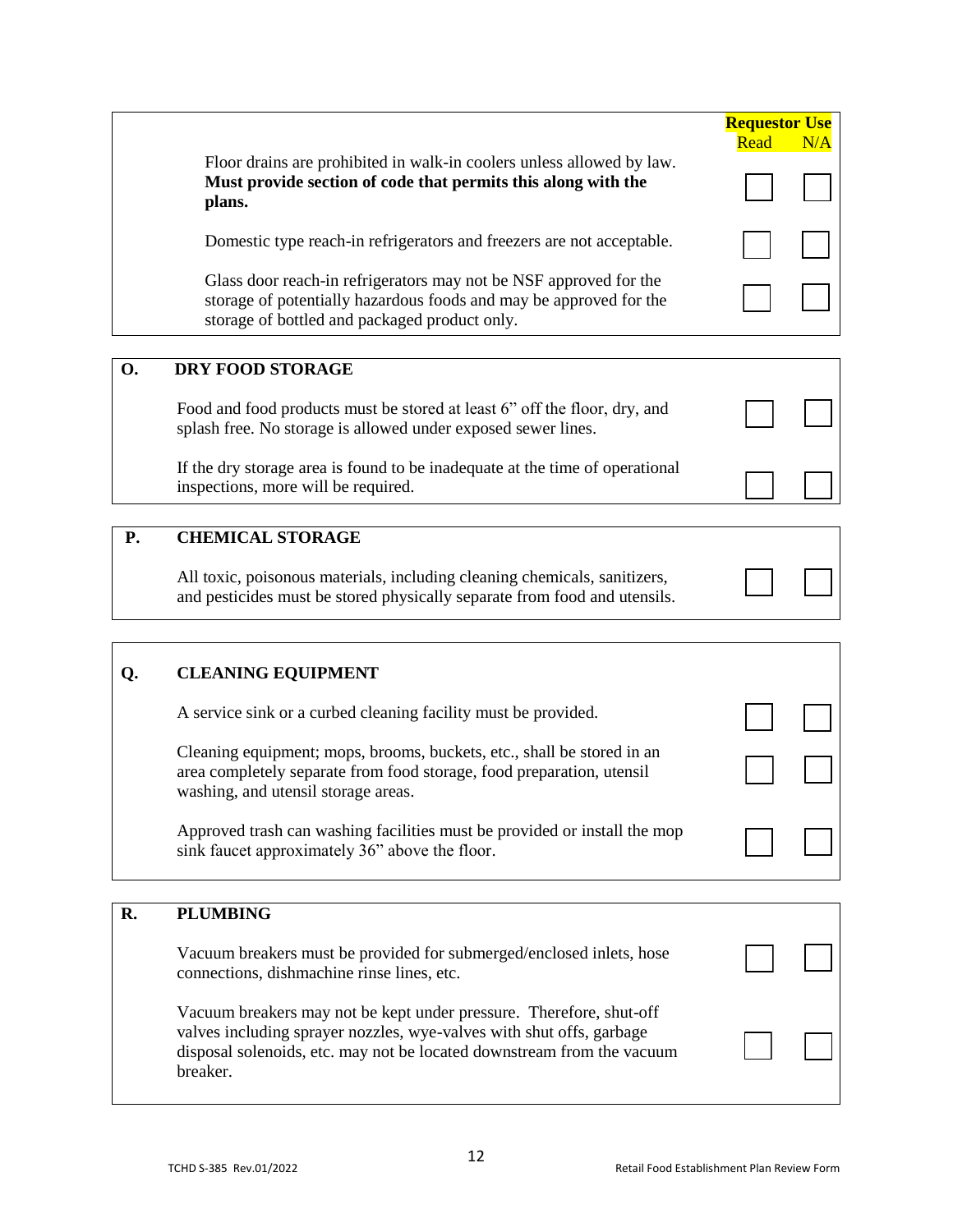| | Requestor Use Read | N/A |
|---|---|---|
| Floor drains are prohibited in walk-in coolers unless allowed by law. **Must provide section of code that permits this along with the plans.** | ☐ | ☐ |
| Domestic type reach-in refrigerators and freezers are not acceptable. | ☐ | ☐ |
| Glass door reach-in refrigerators may not be NSF approved for the storage of potentially hazardous foods and may be approved for the storage of bottled and packaged product only. | ☐ | ☐ |

## O. DRY FOOD STORAGE

| | Read | N/A |
|---|---|---|
| Food and food products must be stored at least 6" off the floor, dry, and splash free. No storage is allowed under exposed sewer lines. | ☐ | ☐ |
| If the dry storage area is found to be inadequate at the time of operational inspections, more will be required. | ☐ | ☐ |

## P. CHEMICAL STORAGE

| | Read | N/A |
|---|---|---|
| All toxic, poisonous materials, including cleaning chemicals, sanitizers, and pesticides must be stored physically separate from food and utensils. | ☐ | ☐ |

## Q. CLEANING EQUIPMENT

| | Read | N/A |
|---|---|---|
| A service sink or a curbed cleaning facility must be provided. | ☐ | ☐ |
| Cleaning equipment; mops, brooms, buckets, etc., shall be stored in an area completely separate from food storage, food preparation, utensil washing, and utensil storage areas. | ☐ | ☐ |
| Approved trash can washing facilities must be provided or install the mop sink faucet approximately 36" above the floor. | ☐ | ☐ |

## R. PLUMBING

| | Read | N/A |
|---|---|---|
| Vacuum breakers must be provided for submerged/enclosed inlets, hose connections, dishmachine rinse lines, etc. | ☐ | ☐ |
| Vacuum breakers may not be kept under pressure. Therefore, shut-off valves including sprayer nozzles, wye-valves with shut offs, garbage disposal solenoids, etc. may not be located downstream from the vacuum breaker. | ☐ | ☐ |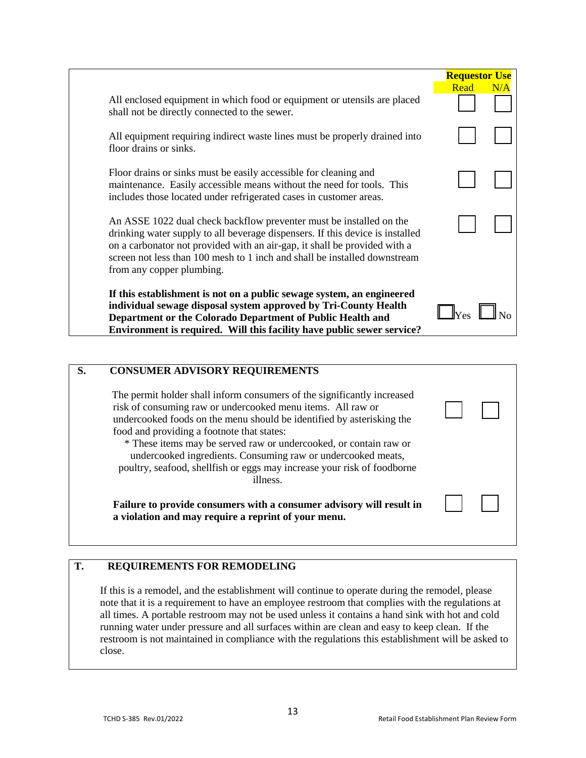| | Requestor Use Read | N/A |
|---|---|---|
| All enclosed equipment in which food or equipment or utensils are placed shall not be directly connected to the sewer. | ☐ | ☐ |
| All equipment requiring indirect waste lines must be properly drained into floor drains or sinks. | ☐ | ☐ |
| Floor drains or sinks must be easily accessible for cleaning and maintenance. Easily accessible means without the need for tools. This includes those located under refrigerated cases in customer areas. | ☐ | ☐ |
| An ASSE 1022 dual check backflow preventer must be installed on the drinking water supply to all beverage dispensers. If this device is installed on a carbonator not provided with an air-gap, it shall be provided with a screen not less than 100 mesh to 1 inch and shall be installed downstream from any copper plumbing. | ☐ | ☐ |
| **If this establishment is not on a public sewage system, an engineered individual sewage disposal system approved by Tri-County Health Department or the Colorado Department of Public Health and Environment is required. Will this facility have public sewer service?** | ☐ Yes | ☐ No |

## S. CONSUMER ADVISORY REQUIREMENTS

| | | |
|---|---|---|
| The permit holder shall inform consumers of the significantly increased risk of consuming raw or undercooked menu items. All raw or undercooked foods on the menu should be identified by asterisking the food and providing a footnote that states: * These items may be served raw or undercooked, or contain raw or undercooked ingredients. Consuming raw or undercooked meats, poultry, seafood, shellfish or eggs may increase your risk of foodborne illness. | ☐ | ☐ |
| **Failure to provide consumers with a consumer advisory will result in a violation and may require a reprint of your menu.** | ☐ | ☐ |

## T. REQUIREMENTS FOR REMODELING

If this is a remodel, and the establishment will continue to operate during the remodel, please note that it is a requirement to have an employee restroom that complies with the regulations at all times. A portable restroom may not be used unless it contains a hand sink with hot and cold running water under pressure and all surfaces within are clean and easy to keep clean. If the restroom is not maintained in compliance with the regulations this establishment will be asked to close.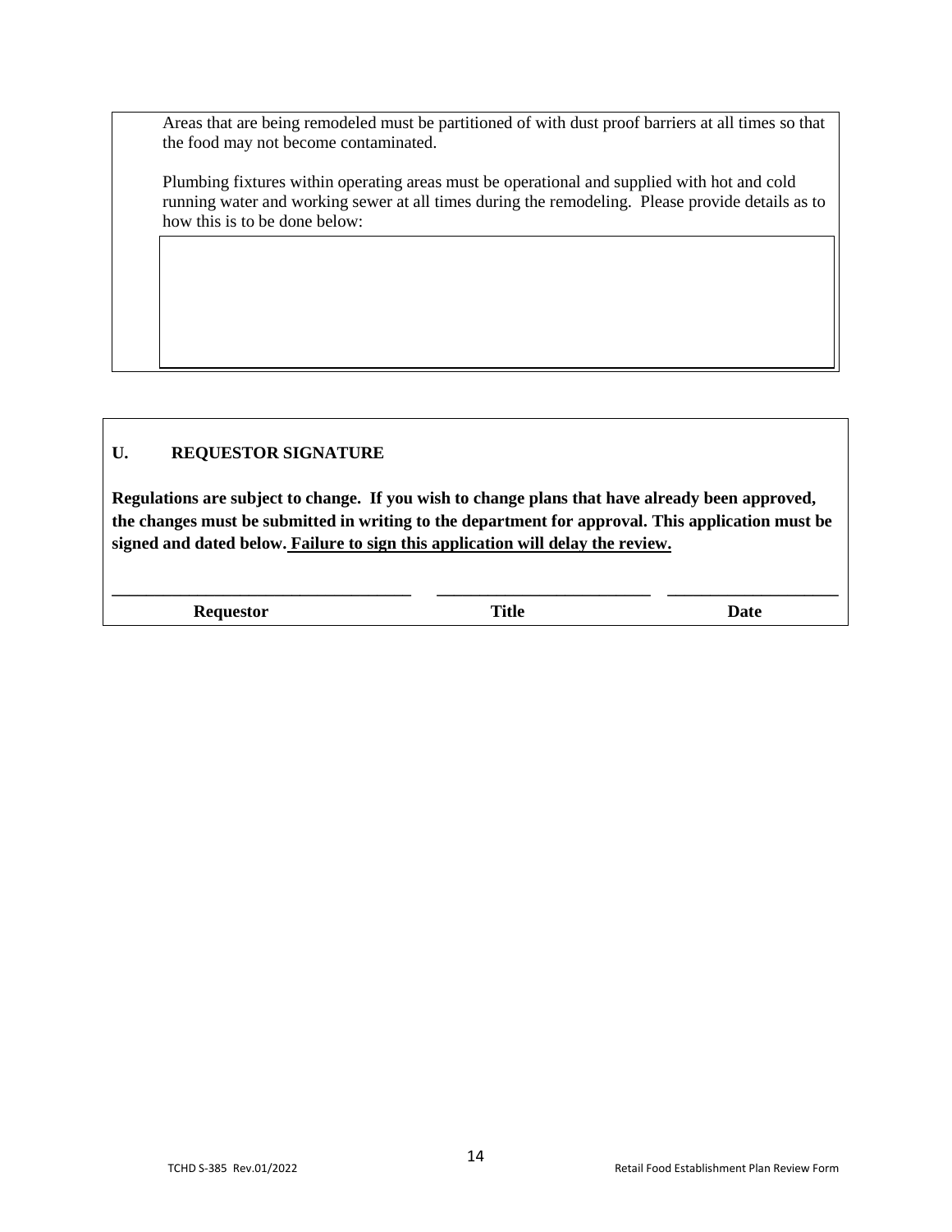Areas that are being remodeled must be partitioned of with dust proof barriers at all times so that the food may not become contaminated.

Plumbing fixtures within operating areas must be operational and supplied with hot and cold running water and working sewer at all times during the remodeling. Please provide details as to how this is to be done below:

| |
|---|
| |

## U. REQUESTOR SIGNATURE

**Regulations are subject to change. If you wish to change plans that have already been approved, the changes must be submitted in writing to the department for approval. This application must be signed and dated below. <u>Failure to sign this application will delay the review.</u>**

| ______________________ | ______________________ | ______________________ |
|---|---|---|
| **Requestor** | **Title** | **Date** |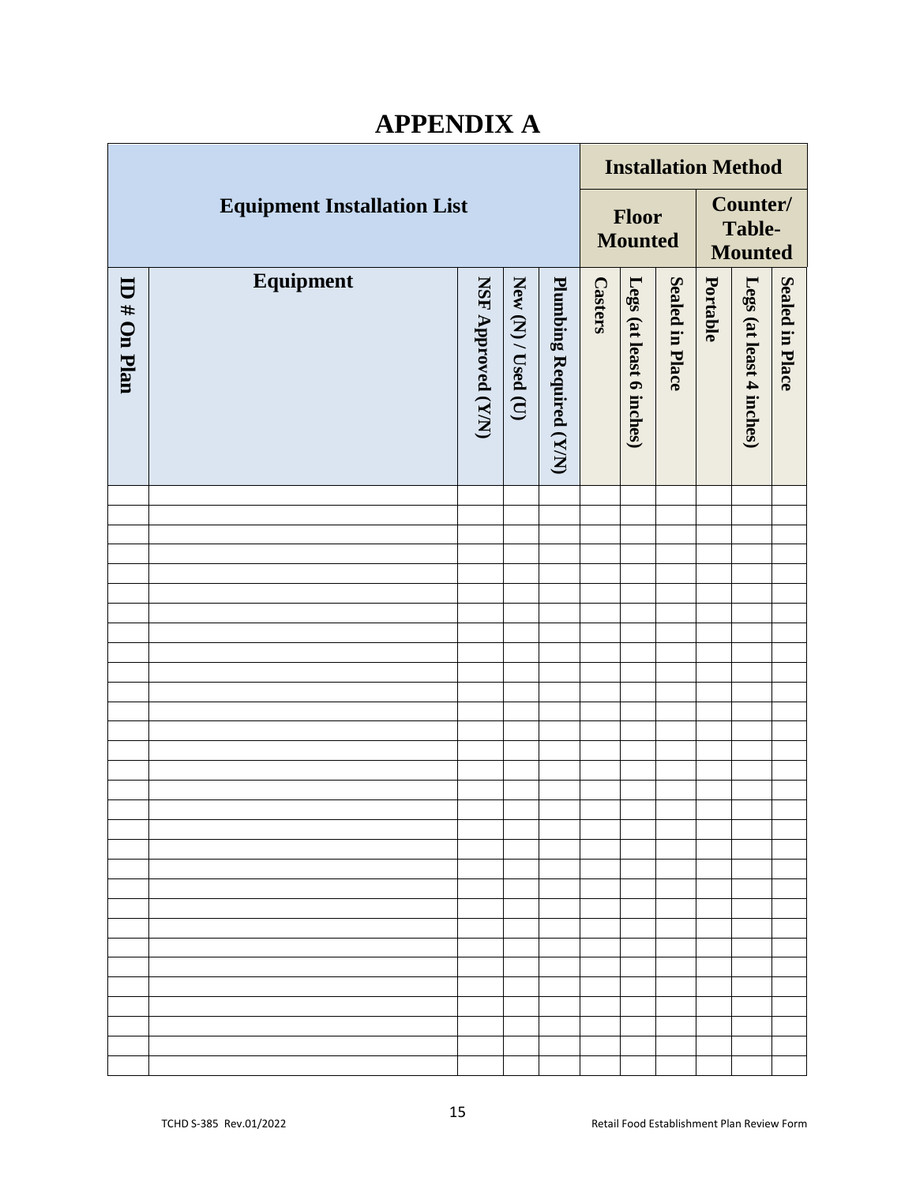# APPENDIX A

| Equipment Installation List | | | | | Installation Method | | | | | |
|---|---|---|---|---|---|---|---|---|---|---|
| | | | | | Floor Mounted | | | Counter/ Table-Mounted | | |
| ID # On Plan | Equipment | NSF Approved (Y/N) | New (N) / Used (U) | Plumbing Required (Y/N) | Casters | Legs (at least 6 inches) | Sealed in Place | Portable | Legs (at least 4 inches) | Sealed in Place |
| | | | | | | | | | | |
| | | | | | | | | | | |
| | | | | | | | | | | |
| | | | | | | | | | | |
| | | | | | | | | | | |
| | | | | | | | | | | |
| | | | | | | | | | | |
| | | | | | | | | | | |
| | | | | | | | | | | |
| | | | | | | | | | | |
| | | | | | | | | | | |
| | | | | | | | | | | |
| | | | | | | | | | | |
| | | | | | | | | | | |
| | | | | | | | | | | |
| | | | | | | | | | | |
| | | | | | | | | | | |
| | | | | | | | | | | |
| | | | | | | | | | | |
| | | | | | | | | | | |
| | | | | | | | | | | |
| | | | | | | | | | | |
| | | | | | | | | | | |
| | | | | | | | | | | |
| | | | | | | | | | | |
| | | | | | | | | | | |
| | | | | | | | | | | |
| | | | | | | | | | | |
| | | | | | | | | | | |
| | | | | | | | | | | |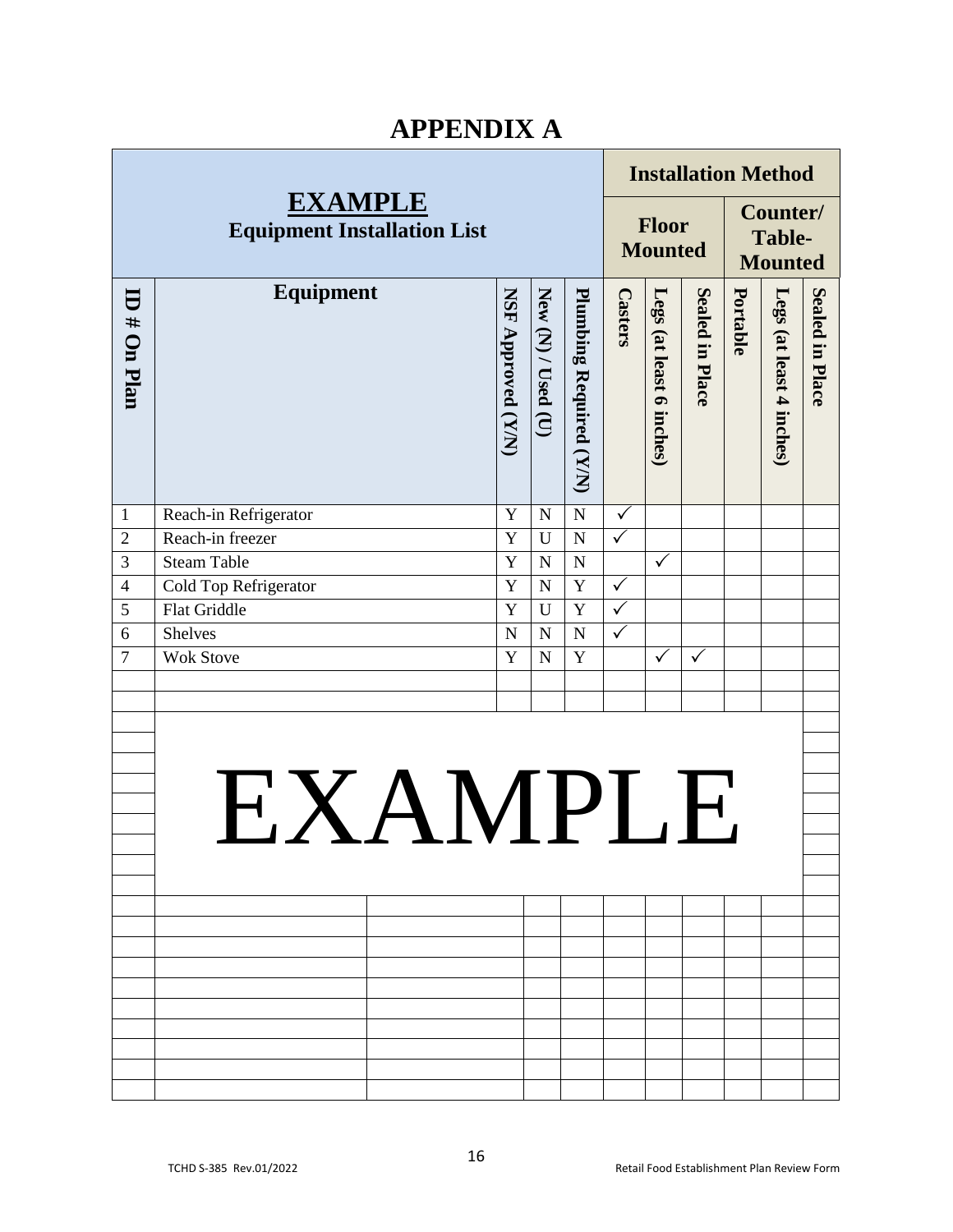# APPENDIX A

| **EXAMPLE** **Equipment Installation List** | | | | | **Installation Method** | | | | | |
|---|---|---|---|---|---|---|---|---|---|---|
| | | | | | **Floor Mounted** | | | **Counter/ Table-Mounted** | | |
| **ID # On Plan** | **Equipment** | **NSF Approved (Y/N)** | **New (N) / Used (U)** | **Plumbing Required (Y/N)** | **Casters** | **Legs (at least 6 inches)** | **Sealed in Place** | **Portable** | **Legs (at least 4 inches)** | **Sealed in Place** |
| 1 | Reach-in Refrigerator | Y | N | N | ✓ | | | | | |
| 2 | Reach-in freezer | Y | U | N | ✓ | | | | | |
| 3 | Steam Table | Y | N | N | | ✓ | | | | |
| 4 | Cold Top Refrigerator | Y | N | Y | ✓ | | | | | |
| 5 | Flat Griddle | Y | U | Y | ✓ | | | | | |
| 6 | Shelves | N | N | N | ✓ | | | | | |
| 7 | Wok Stove | Y | N | Y | | ✓ | ✓ | | | |

EXAMPLE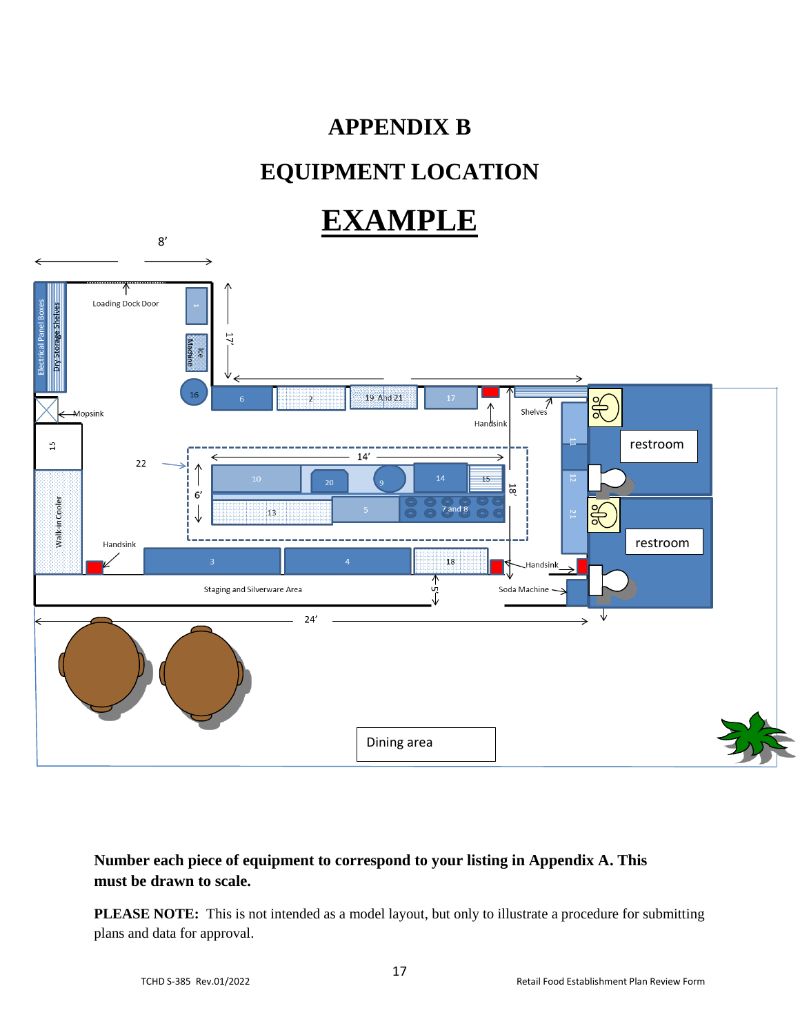# APPENDIX B

## EQUIPMENT LOCATION

## EXAMPLE

**Number each piece of equipment to correspond to your listing in Appendix A. This must be drawn to scale.**

**PLEASE NOTE:** This is not intended as a model layout, but only to illustrate a procedure for submitting plans and data for approval.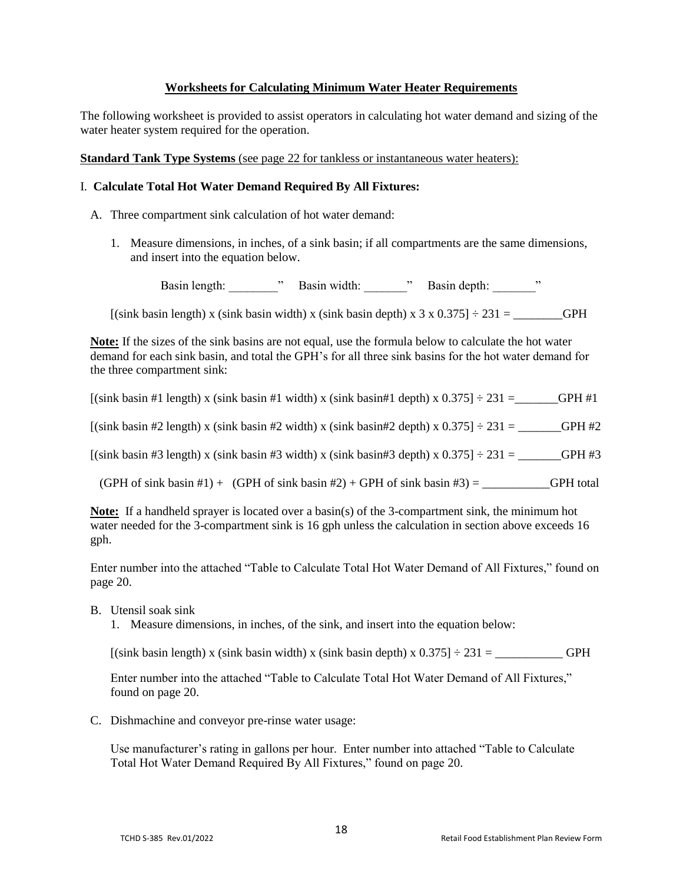## Worksheets for Calculating Minimum Water Heater Requirements

The following worksheet is provided to assist operators in calculating hot water demand and sizing of the water heater system required for the operation.

**Standard Tank Type Systems** (see page 22 for tankless or instantaneous water heaters):

I. **Calculate Total Hot Water Demand Required By All Fixtures:**

A. Three compartment sink calculation of hot water demand:

1. Measure dimensions, in inches, of a sink basin; if all compartments are the same dimensions, and insert into the equation below.

   Basin length: ________"   Basin width: _______"   Basin depth: _______"

   [(sink basin length) x (sink basin width) x (sink basin depth) x 3 x 0.375] ÷ 231 = ________GPH

**Note:** If the sizes of the sink basins are not equal, use the formula below to calculate the hot water demand for each sink basin, and total the GPH's for all three sink basins for the hot water demand for the three compartment sink:

[(sink basin #1 length) x (sink basin #1 width) x (sink basin#1 depth) x 0.375] ÷ 231 =_______GPH #1

[(sink basin #2 length) x (sink basin #2 width) x (sink basin#2 depth) x 0.375] ÷ 231 = _______GPH #2

[(sink basin #3 length) x (sink basin #3 width) x (sink basin#3 depth) x 0.375] ÷ 231 = _______GPH #3

(GPH of sink basin #1) + (GPH of sink basin #2) + GPH of sink basin #3) = ___________GPH total

**Note:** If a handheld sprayer is located over a basin(s) of the 3-compartment sink, the minimum hot water needed for the 3-compartment sink is 16 gph unless the calculation in section above exceeds 16 gph.

Enter number into the attached "Table to Calculate Total Hot Water Demand of All Fixtures," found on page 20.

B. Utensil soak sink

1. Measure dimensions, in inches, of the sink, and insert into the equation below:

   [(sink basin length) x (sink basin width) x (sink basin depth) x 0.375] ÷ 231 = ___________ GPH

   Enter number into the attached "Table to Calculate Total Hot Water Demand of All Fixtures," found on page 20.

C. Dishmachine and conveyor pre-rinse water usage:

   Use manufacturer's rating in gallons per hour. Enter number into attached "Table to Calculate Total Hot Water Demand Required By All Fixtures," found on page 20.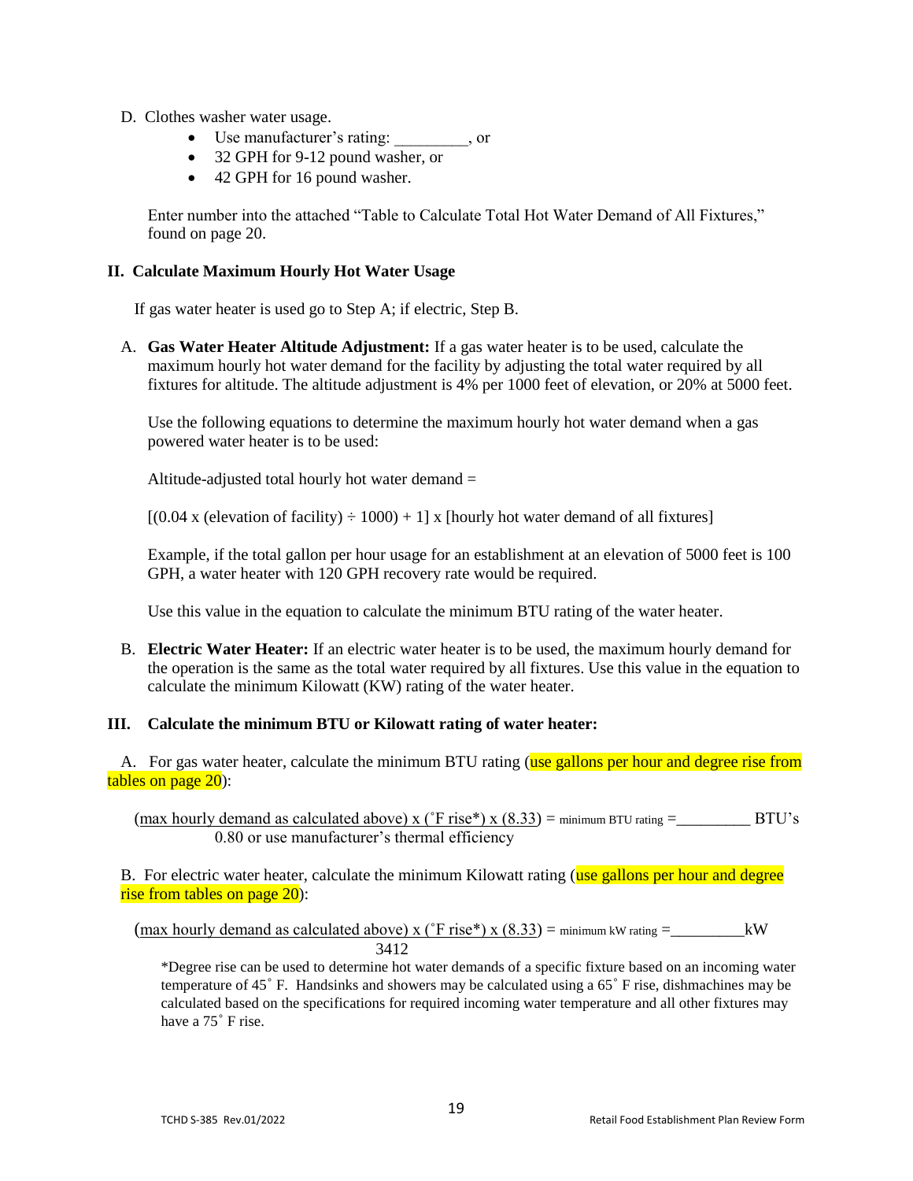D. Clothes washer water usage.

- Use manufacturer's rating: _________, or
- 32 GPH for 9-12 pound washer, or
- 42 GPH for 16 pound washer.

Enter number into the attached "Table to Calculate Total Hot Water Demand of All Fixtures," found on page 20.

## II. Calculate Maximum Hourly Hot Water Usage

If gas water heater is used go to Step A; if electric, Step B.

A. **Gas Water Heater Altitude Adjustment:** If a gas water heater is to be used, calculate the maximum hourly hot water demand for the facility by adjusting the total water required by all fixtures for altitude. The altitude adjustment is 4% per 1000 feet of elevation, or 20% at 5000 feet.

Use the following equations to determine the maximum hourly hot water demand when a gas powered water heater is to be used:

Altitude-adjusted total hourly hot water demand =

[(0.04 x (elevation of facility) ÷ 1000) + 1] x [hourly hot water demand of all fixtures]

Example, if the total gallon per hour usage for an establishment at an elevation of 5000 feet is 100 GPH, a water heater with 120 GPH recovery rate would be required.

Use this value in the equation to calculate the minimum BTU rating of the water heater.

B. **Electric Water Heater:** If an electric water heater is to be used, the maximum hourly demand for the operation is the same as the total water required by all fixtures. Use this value in the equation to calculate the minimum Kilowatt (KW) rating of the water heater.

## III. Calculate the minimum BTU or Kilowatt rating of water heater:

A. For gas water heater, calculate the minimum BTU rating (use gallons per hour and degree rise from tables on page 20):

$$\frac{\text{(max hourly demand as calculated above) x (˚F rise*) x (8.33)}}{\text{0.80 or use manufacturer's thermal efficiency}} = \text{minimum BTU rating} = \_\_\_\_\_\_\_\_\_\ \text{BTU's}$$

B. For electric water heater, calculate the minimum Kilowatt rating (use gallons per hour and degree rise from tables on page 20):

$$\frac{\text{(max hourly demand as calculated above) x (˚F rise*) x (8.33)}}{3412} = \text{minimum kW rating} = \_\_\_\_\_\_\_\_\_\ \text{kW}$$

*Degree rise can be used to determine hot water demands of a specific fixture based on an incoming water temperature of 45˚ F. Handsinks and showers may be calculated using a 65˚ F rise, dishmachines may be calculated based on the specifications for required incoming water temperature and all other fixtures may have a 75˚ F rise.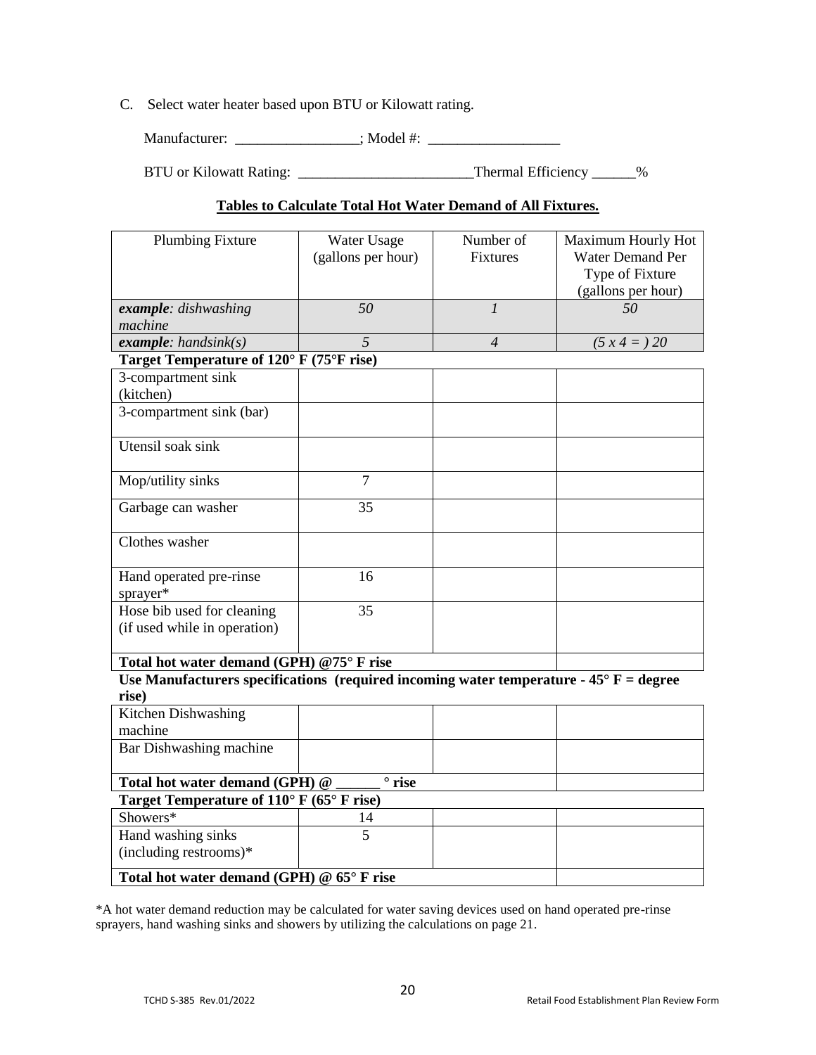C. Select water heater based upon BTU or Kilowatt rating.

Manufacturer: _________________; Model #: __________________

BTU or Kilowatt Rating: ________________________Thermal Efficiency ______%

**Tables to Calculate Total Hot Water Demand of All Fixtures.**

| Plumbing Fixture | Water Usage (gallons per hour) | Number of Fixtures | Maximum Hourly Hot Water Demand Per Type of Fixture (gallons per hour) |
|---|---|---|---|
| ***example**: dishwashing machine* | *50* | *1* | *50* |
| ***example**: handsink(s)* | *5* | *4* | *(5 x 4 = ) 20* |
| **Target Temperature of 120° F (75°F rise)** | | | |
| 3-compartment sink (kitchen) | | | |
| 3-compartment sink (bar) | | | |
| Utensil soak sink | | | |
| Mop/utility sinks | 7 | | |
| Garbage can washer | 35 | | |
| Clothes washer | | | |
| Hand operated pre-rinse sprayer* | 16 | | |
| Hose bib used for cleaning (if used while in operation) | 35 | | |
| **Total hot water demand (GPH) @75° F rise** | | | |
| **Use Manufacturers specifications (required incoming water temperature - 45° F = degree rise)** | | | |
| Kitchen Dishwashing machine | | | |
| Bar Dishwashing machine | | | |
| **Total hot water demand (GPH) @ ______ ° rise** | | | |
| **Target Temperature of 110° F (65° F rise)** | | | |
| Showers* | 14 | | |
| Hand washing sinks (including restrooms)* | 5 | | |
| **Total hot water demand (GPH) @ 65° F rise** | | | |

*A hot water demand reduction may be calculated for water saving devices used on hand operated pre-rinse sprayers, hand washing sinks and showers by utilizing the calculations on page 21.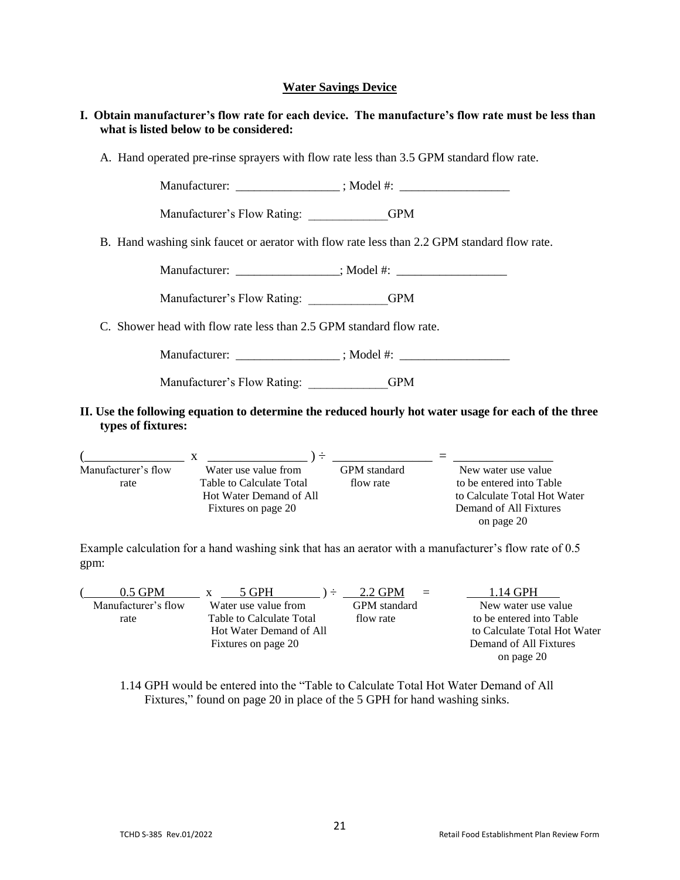## Water Savings Device

**I. Obtain manufacturer's flow rate for each device. The manufacture's flow rate must be less than what is listed below to be considered:**

A. Hand operated pre-rinse sprayers with flow rate less than 3.5 GPM standard flow rate.

Manufacturer: _________________ ; Model #: __________________

Manufacturer's Flow Rating: _____________GPM

B. Hand washing sink faucet or aerator with flow rate less than 2.2 GPM standard flow rate.

Manufacturer: _________________; Model #: __________________

Manufacturer's Flow Rating: _____________GPM

C. Shower head with flow rate less than 2.5 GPM standard flow rate.

Manufacturer: _________________ ; Model #: __________________

Manufacturer's Flow Rating: _____________GPM

**II. Use the following equation to determine the reduced hourly hot water usage for each of the three types of fixtures:**

| (________________ | x ________________ ) ÷ | ________________ | = ________________ |
|---|---|---|---|
| Manufacturer's flow rate | Water use value from Table to Calculate Total Hot Water Demand of All Fixtures on page 20 | GPM standard flow rate | New water use value to be entered into Table to Calculate Total Hot Water Demand of All Fixtures on page 20 |

Example calculation for a hand washing sink that has an aerator with a manufacturer's flow rate of 0.5 gpm:

| ( 0.5 GPM | x 5 GPH ) ÷ | 2.2 GPM | = 1.14 GPH |
|---|---|---|---|
| Manufacturer's flow rate | Water use value from Table to Calculate Total Hot Water Demand of All Fixtures on page 20 | GPM standard flow rate | New water use value to be entered into Table to Calculate Total Hot Water Demand of All Fixtures on page 20 |

1.14 GPH would be entered into the "Table to Calculate Total Hot Water Demand of All Fixtures," found on page 20 in place of the 5 GPH for hand washing sinks.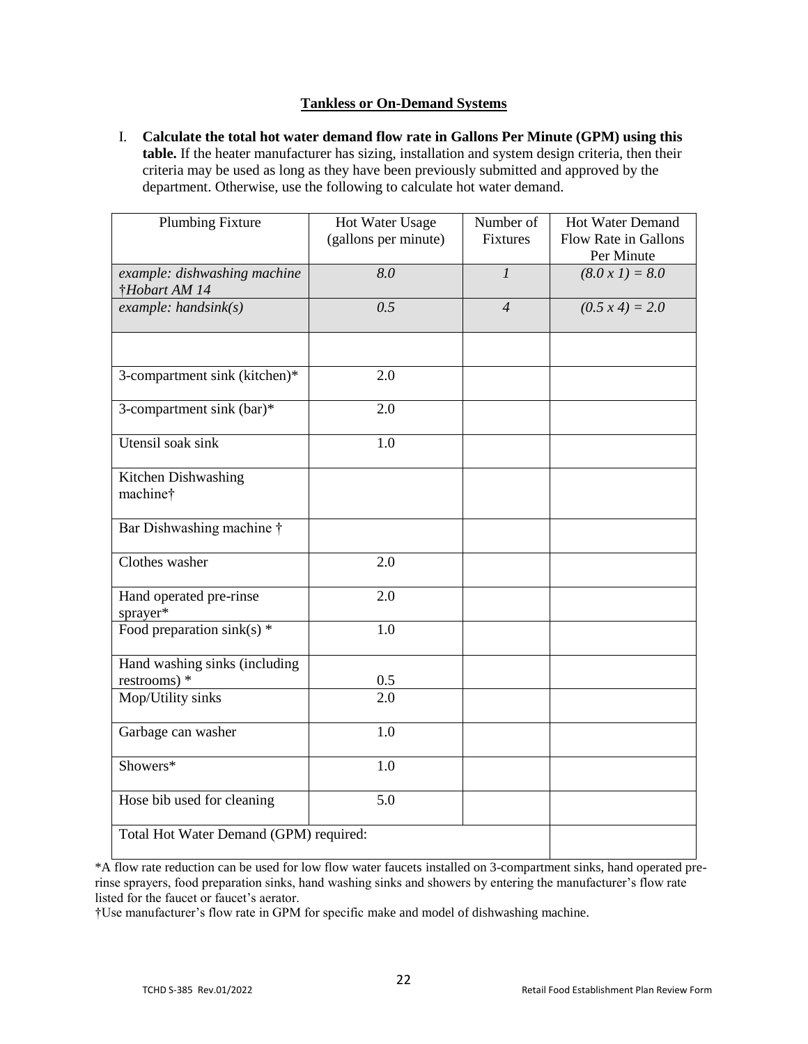## Tankless or On-Demand Systems

I. **Calculate the total hot water demand flow rate in Gallons Per Minute (GPM) using this table.** If the heater manufacturer has sizing, installation and system design criteria, then their criteria may be used as long as they have been previously submitted and approved by the department. Otherwise, use the following to calculate hot water demand.

| Plumbing Fixture | Hot Water Usage (gallons per minute) | Number of Fixtures | Hot Water Demand Flow Rate in Gallons Per Minute |
|---|---|---|---|
| *example: dishwashing machine †Hobart AM 14* | *8.0* | *1* | *(8.0 x 1) = 8.0* |
| *example: handsink(s)* | *0.5* | *4* | *(0.5 x 4) = 2.0* |
| | | | |
| 3-compartment sink (kitchen)* | 2.0 | | |
| 3-compartment sink (bar)* | 2.0 | | |
| Utensil soak sink | 1.0 | | |
| Kitchen Dishwashing machine† | | | |
| Bar Dishwashing machine † | | | |
| Clothes washer | 2.0 | | |
| Hand operated pre-rinse sprayer* | 2.0 | | |
| Food preparation sink(s) * | 1.0 | | |
| Hand washing sinks (including restrooms) * | 0.5 | | |
| Mop/Utility sinks | 2.0 | | |
| Garbage can washer | 1.0 | | |
| Showers* | 1.0 | | |
| Hose bib used for cleaning | 5.0 | | |
| Total Hot Water Demand (GPM) required: | | | |

*A flow rate reduction can be used for low flow water faucets installed on 3-compartment sinks, hand operated pre-rinse sprayers, food preparation sinks, hand washing sinks and showers by entering the manufacturer's flow rate listed for the faucet or faucet's aerator.

†Use manufacturer's flow rate in GPM for specific make and model of dishwashing machine.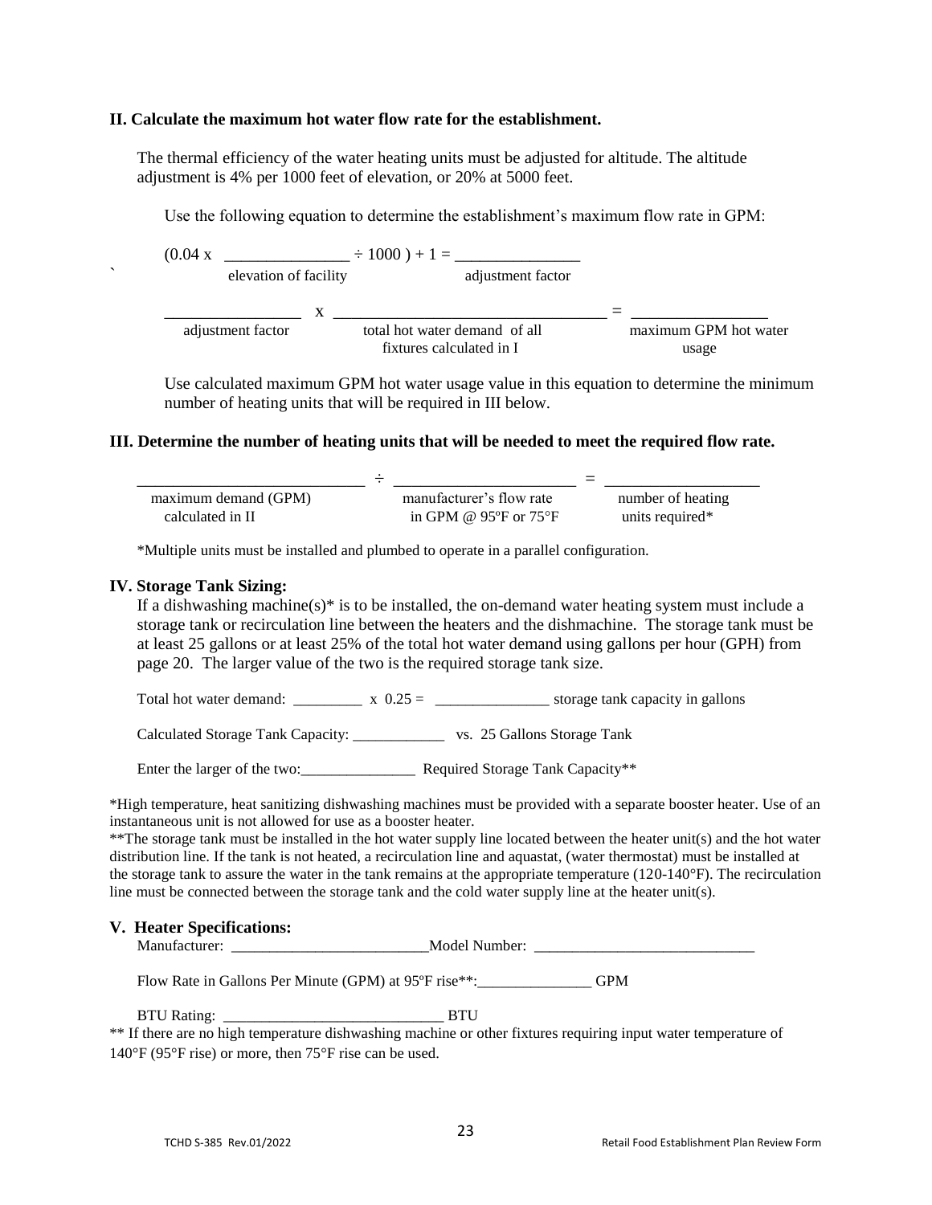### II. Calculate the maximum hot water flow rate for the establishment.

The thermal efficiency of the water heating units must be adjusted for altitude. The altitude adjustment is 4% per 1000 feet of elevation, or 20% at 5000 feet.

Use the following equation to determine the establishment's maximum flow rate in GPM:

(0.04 x _______________ ÷ 1000 ) + 1 = _______________
elevation of facility — adjustment factor

________________ x _________________________________ = ________________
adjustment factor — total hot water demand of all fixtures calculated in I — maximum GPM hot water usage

Use calculated maximum GPM hot water usage value in this equation to determine the minimum number of heating units that will be required in III below.

### III. Determine the number of heating units that will be needed to meet the required flow rate.

___________________________ ÷ ______________________ = ___________________
maximum demand (GPM) calculated in II — manufacturer's flow rate in GPM @ 95ºF or 75°F — number of heating units required*

*Multiple units must be installed and plumbed to operate in a parallel configuration.

### IV. Storage Tank Sizing:

If a dishwashing machine(s)* is to be installed, the on-demand water heating system must include a storage tank or recirculation line between the heaters and the dishmachine. The storage tank must be at least 25 gallons or at least 25% of the total hot water demand using gallons per hour (GPH) from page 20. The larger value of the two is the required storage tank size.

Total hot water demand: _________ x 0.25 = _______________ storage tank capacity in gallons

Calculated Storage Tank Capacity: ____________ vs. 25 Gallons Storage Tank

Enter the larger of the two:_______________ Required Storage Tank Capacity**

*High temperature, heat sanitizing dishwashing machines must be provided with a separate booster heater. Use of an instantaneous unit is not allowed for use as a booster heater.

**The storage tank must be installed in the hot water supply line located between the heater unit(s) and the hot water distribution line. If the tank is not heated, a recirculation line and aquastat, (water thermostat) must be installed at the storage tank to assure the water in the tank remains at the appropriate temperature (120-140°F). The recirculation line must be connected between the storage tank and the cold water supply line at the heater unit(s).

### V. Heater Specifications:

Manufacturer: _________________________Model Number: ____________________________

Flow Rate in Gallons Per Minute (GPM) at 95ºF rise**:_______________ GPM

BTU Rating: _____________________________ BTU

** If there are no high temperature dishwashing machine or other fixtures requiring input water temperature of 140°F (95°F rise) or more, then 75°F rise can be used.